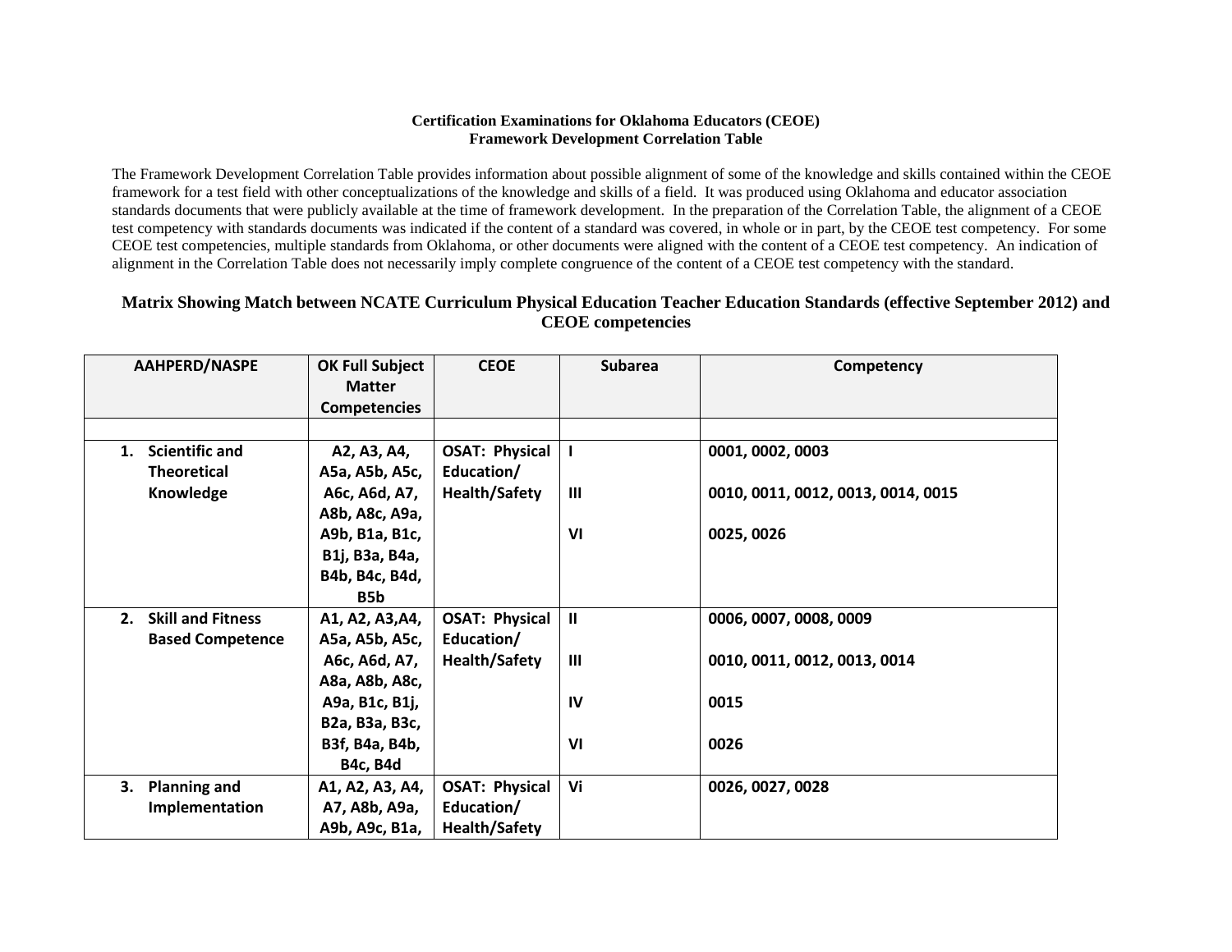**Certification Examinations for Oklahoma Educators (CEOE)**
**Framework Development Correlation Table**

The Framework Development Correlation Table provides information about possible alignment of some of the knowledge and skills contained within the CEOE framework for a test field with other conceptualizations of the knowledge and skills of a field. It was produced using Oklahoma and educator association standards documents that were publicly available at the time of framework development. In the preparation of the Correlation Table, the alignment of a CEOE test competency with standards documents was indicated if the content of a standard was covered, in whole or in part, by the CEOE test competency. For some CEOE test competencies, multiple standards from Oklahoma, or other documents were aligned with the content of a CEOE test competency. An indication of alignment in the Correlation Table does not necessarily imply complete congruence of the content of a CEOE test competency with the standard.

## Matrix Showing Match between NCATE Curriculum Physical Education Teacher Education Standards (effective September 2012) and CEOE competencies

| AAHPERD/NASPE | OK Full Subject Matter Competencies | CEOE | Subarea | Competency |
|---|---|---|---|---|
| | | | | |
| 1. Scientific and Theoretical Knowledge | A2, A3, A4, A5a, A5b, A5c, A6c, A6d, A7, A8b, A8c, A9a, A9b, B1a, B1c, B1j, B3a, B4a, B4b, B4c, B4d, B5b | OSAT: Physical Education/ Health/Safety | I<br><br>III<br><br>VI | 0001, 0002, 0003<br><br>0010, 0011, 0012, 0013, 0014, 0015<br><br>0025, 0026 |
| 2. Skill and Fitness Based Competence | A1, A2, A3,A4, A5a, A5b, A5c, A6c, A6d, A7, A8a, A8b, A8c, A9a, B1c, B1j, B2a, B3a, B3c, B3f, B4a, B4b, B4c, B4d | OSAT: Physical Education/ Health/Safety | II<br><br>III<br><br>IV<br><br>VI | 0006, 0007, 0008, 0009<br><br>0010, 0011, 0012, 0013, 0014<br><br>0015<br><br>0026 |
| 3. Planning and Implementation | A1, A2, A3, A4, A7, A8b, A9a, A9b, A9c, B1a, | OSAT: Physical Education/ Health/Safety | Vi | 0026, 0027, 0028 |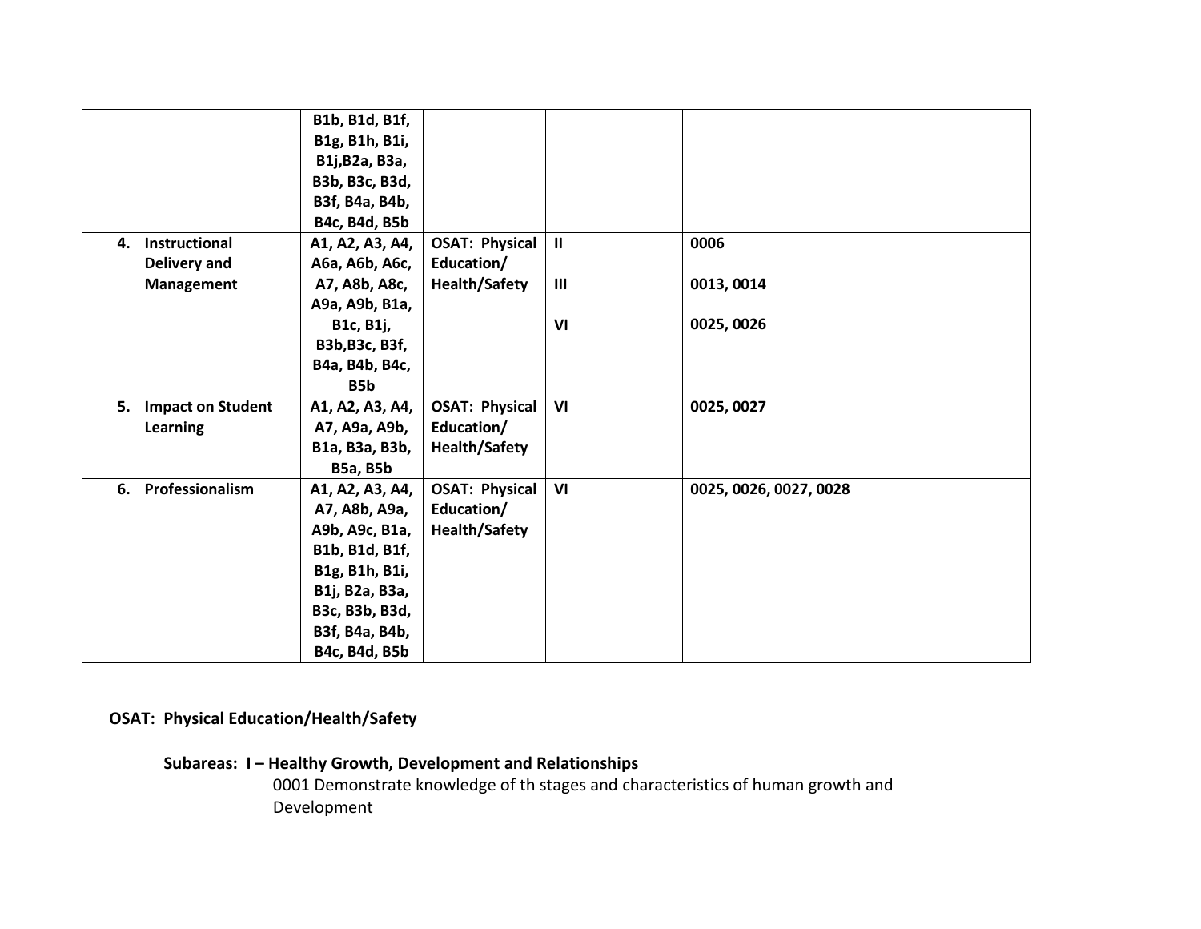| | | | | |
|---|---|---|---|---|
| | B1b, B1d, B1f, B1g, B1h, B1i, B1j,B2a, B3a, B3b, B3c, B3d, B3f, B4a, B4b, B4c, B4d, B5b | | | |
| 4. Instructional Delivery and Management | A1, A2, A3, A4, A6a, A6b, A6c, A7, A8b, A8c, A9a, A9b, B1a, B1c, B1j, B3b,B3c, B3f, B4a, B4b, B4c, B5b | OSAT: Physical Education/ Health/Safety | II<br><br>III<br><br>VI | 0006<br><br>0013, 0014<br><br>0025, 0026 |
| 5. Impact on Student Learning | A1, A2, A3, A4, A7, A9a, A9b, B1a, B3a, B3b, B5a, B5b | OSAT: Physical Education/ Health/Safety | VI | 0025, 0027 |
| 6. Professionalism | A1, A2, A3, A4, A7, A8b, A9a, A9b, A9c, B1a, B1b, B1d, B1f, B1g, B1h, B1i, B1j, B2a, B3a, B3c, B3b, B3d, B3f, B4a, B4b, B4c, B4d, B5b | OSAT: Physical Education/ Health/Safety | VI | 0025, 0026, 0027, 0028 |

**OSAT: Physical Education/Health/Safety**

**Subareas: I – Healthy Growth, Development and Relationships**

0001 Demonstrate knowledge of th stages and characteristics of human growth and Development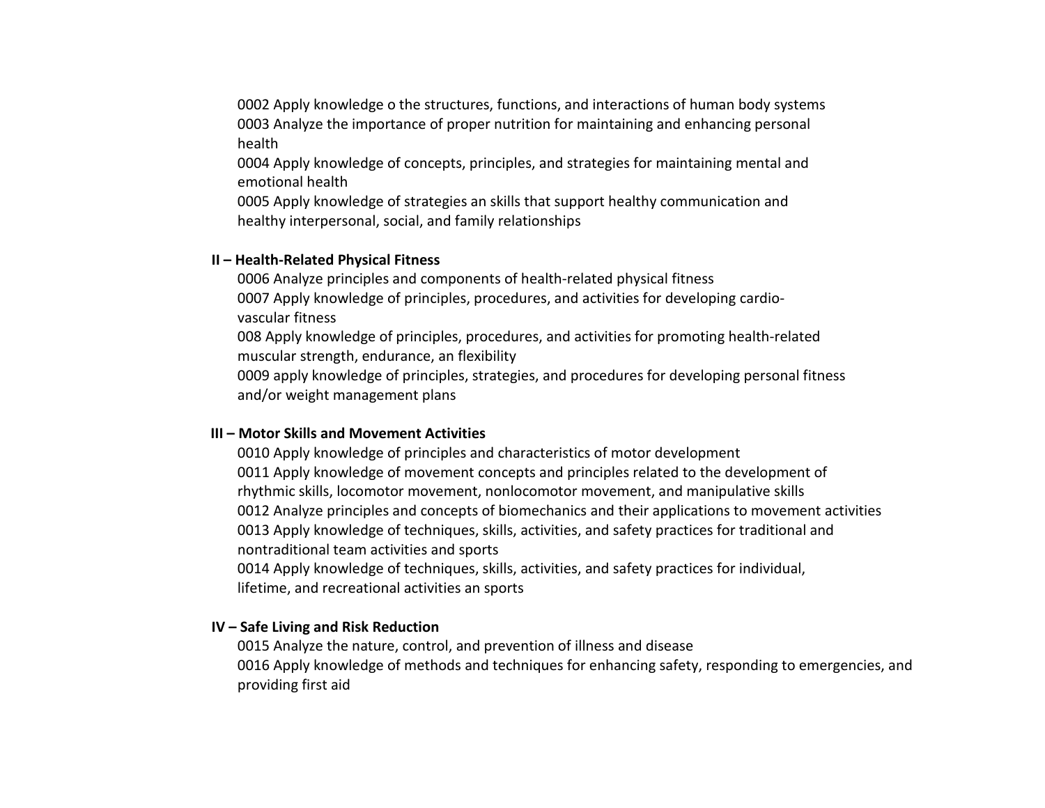0002 Apply knowledge o the structures, functions, and interactions of human body systems
0003 Analyze the importance of proper nutrition for maintaining and enhancing personal health
0004 Apply knowledge of concepts, principles, and strategies for maintaining mental and emotional health
0005 Apply knowledge of strategies an skills that support healthy communication and healthy interpersonal, social, and family relationships

**II – Health-Related Physical Fitness**

0006 Analyze principles and components of health-related physical fitness
0007 Apply knowledge of principles, procedures, and activities for developing cardio-vascular fitness
008 Apply knowledge of principles, procedures, and activities for promoting health-related muscular strength, endurance, an flexibility
0009 apply knowledge of principles, strategies, and procedures for developing personal fitness and/or weight management plans

**III – Motor Skills and Movement Activities**

0010 Apply knowledge of principles and characteristics of motor development
0011 Apply knowledge of movement concepts and principles related to the development of rhythmic skills, locomotor movement, nonlocomotor movement, and manipulative skills
0012 Analyze principles and concepts of biomechanics and their applications to movement activities
0013 Apply knowledge of techniques, skills, activities, and safety practices for traditional and nontraditional team activities and sports
0014 Apply knowledge of techniques, skills, activities, and safety practices for individual, lifetime, and recreational activities an sports

**IV – Safe Living and Risk Reduction**

0015 Analyze the nature, control, and prevention of illness and disease
0016 Apply knowledge of methods and techniques for enhancing safety, responding to emergencies, and providing first aid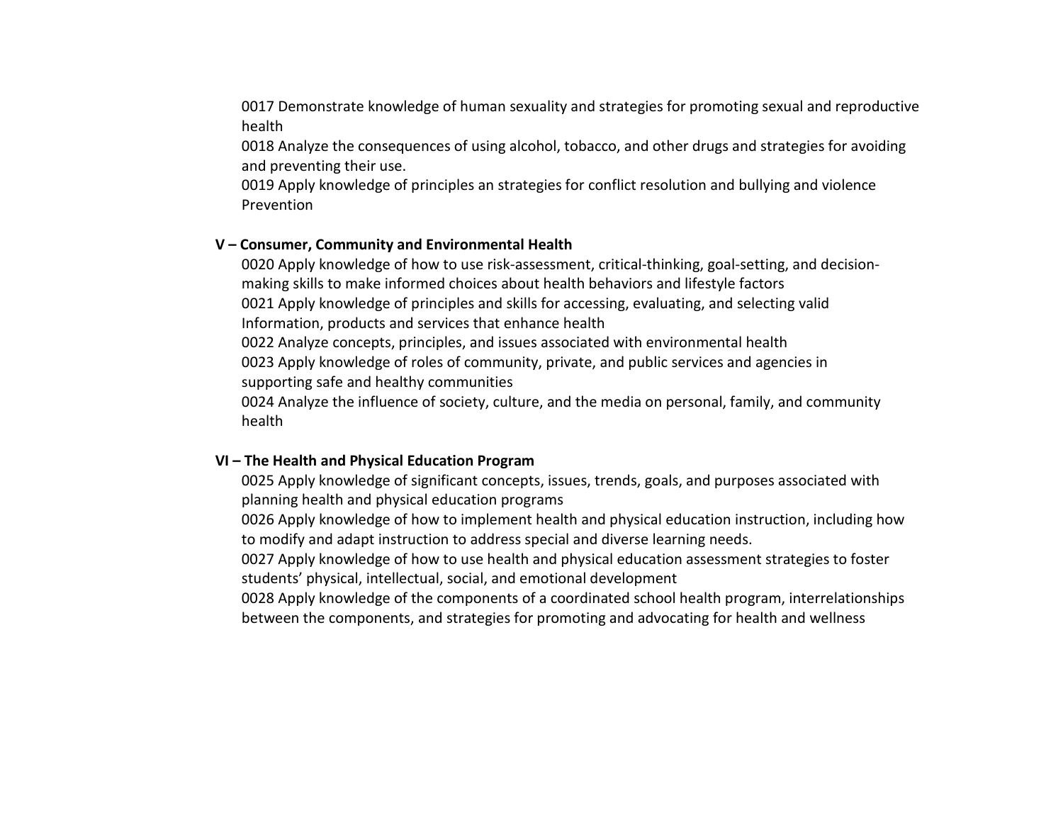0017 Demonstrate knowledge of human sexuality and strategies for promoting sexual and reproductive health

0018 Analyze the consequences of using alcohol, tobacco, and other drugs and strategies for avoiding and preventing their use.

0019 Apply knowledge of principles an strategies for conflict resolution and bullying and violence Prevention

**V – Consumer, Community and Environmental Health**

0020 Apply knowledge of how to use risk-assessment, critical-thinking, goal-setting, and decision-making skills to make informed choices about health behaviors and lifestyle factors

0021 Apply knowledge of principles and skills for accessing, evaluating, and selecting valid Information, products and services that enhance health

0022 Analyze concepts, principles, and issues associated with environmental health

0023 Apply knowledge of roles of community, private, and public services and agencies in supporting safe and healthy communities

0024 Analyze the influence of society, culture, and the media on personal, family, and community health

**VI – The Health and Physical Education Program**

0025 Apply knowledge of significant concepts, issues, trends, goals, and purposes associated with planning health and physical education programs

0026 Apply knowledge of how to implement health and physical education instruction, including how to modify and adapt instruction to address special and diverse learning needs.

0027 Apply knowledge of how to use health and physical education assessment strategies to foster students' physical, intellectual, social, and emotional development

0028 Apply knowledge of the components of a coordinated school health program, interrelationships between the components, and strategies for promoting and advocating for health and wellness